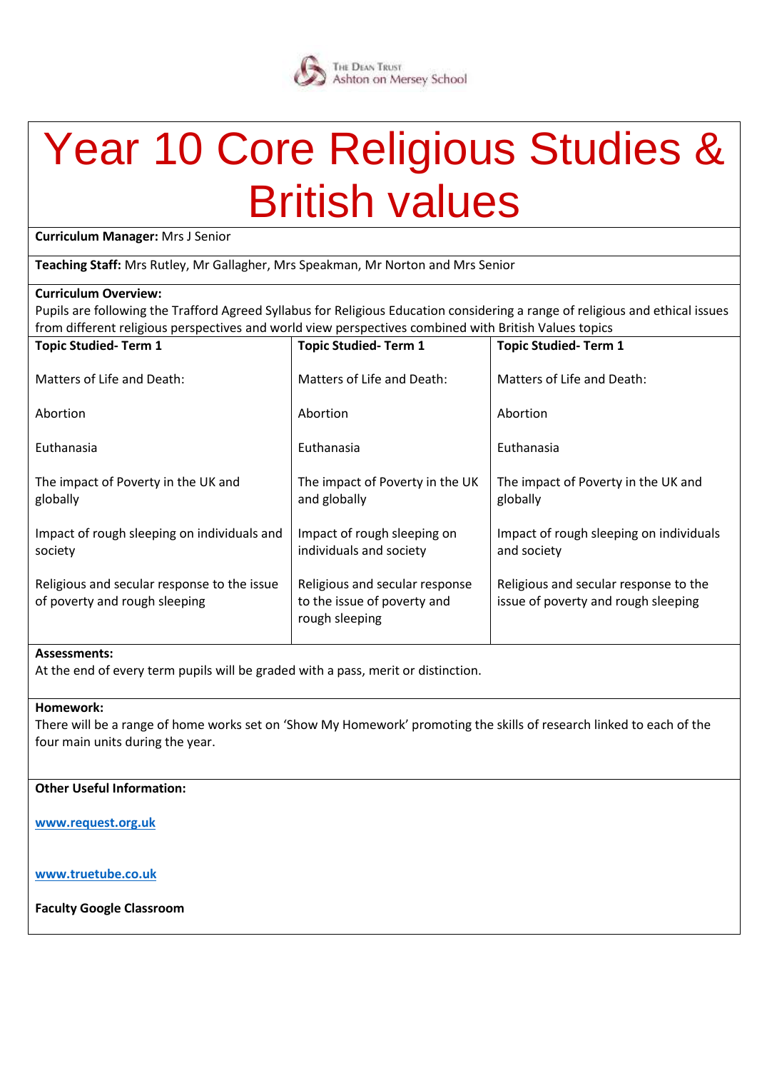The Dean Trust Ashton on Mersey School

# Year 10 Core Religious Studies & British values

**Curriculum Manager:** Mrs J Senior

**Teaching Staff:** Mrs Rutley, Mr Gallagher, Mrs Speakman, Mr Norton and Mrs Senior

**Curriculum Overview:**
Pupils are following the Trafford Agreed Syllabus for Religious Education considering a range of religious and ethical issues from different religious perspectives and world view perspectives combined with British Values topics

| Topic Studied- Term 1 | Topic Studied- Term 1 | Topic Studied- Term 1 |
|---|---|---|
| Matters of Life and Death: | Matters of Life and Death: | Matters of Life and Death: |
| Abortion | Abortion | Abortion |
| Euthanasia | Euthanasia | Euthanasia |
| The impact of Poverty in the UK and globally | The impact of Poverty in the UK and globally | The impact of Poverty in the UK and globally |
| Impact of rough sleeping on individuals and society | Impact of rough sleeping on individuals and society | Impact of rough sleeping on individuals and society |
| Religious and secular response to the issue of poverty and rough sleeping | Religious and secular response to the issue of poverty and rough sleeping | Religious and secular response to the issue of poverty and rough sleeping |

**Assessments:**
At the end of every term pupils will be graded with a pass, merit or distinction.

**Homework:**
There will be a range of home works set on 'Show My Homework' promoting the skills of research linked to each of the four main units during the year.

**Other Useful Information:**

**www.request.org.uk**

**www.truetube.co.uk**

**Faculty Google Classroom**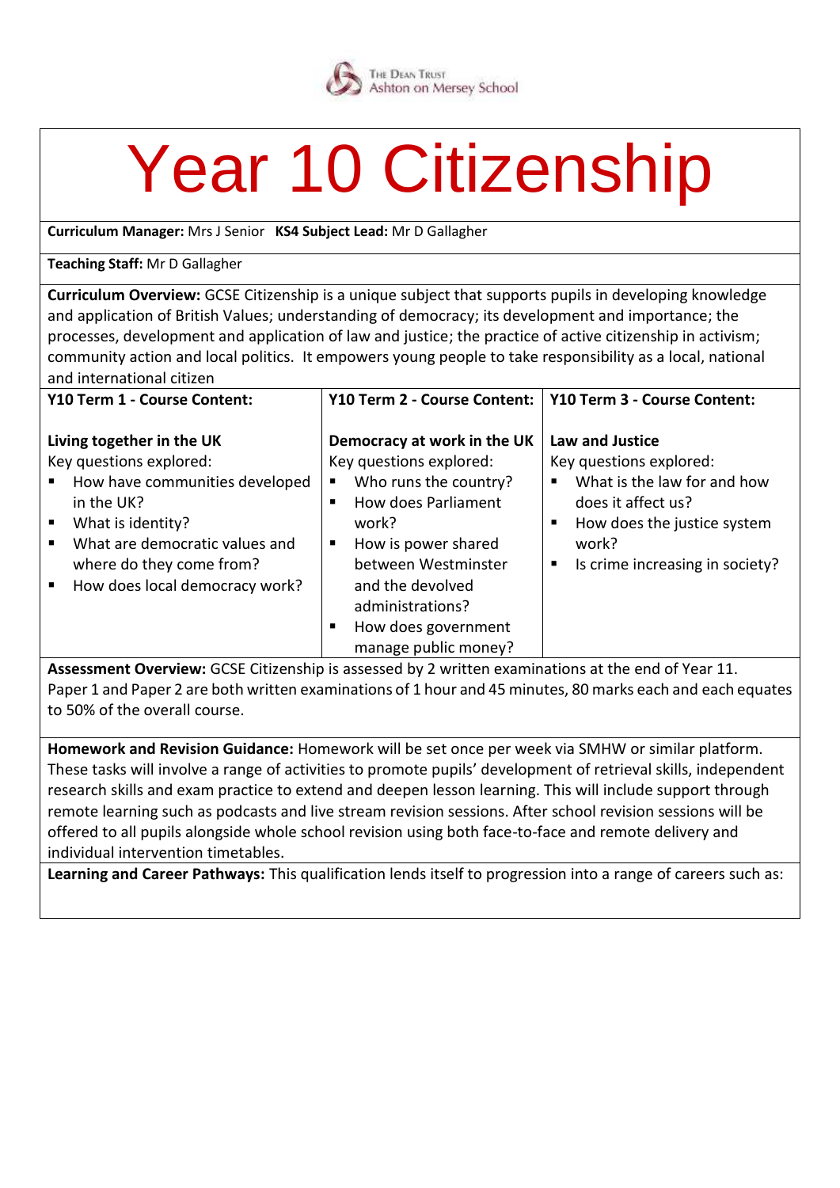The Dean Trust
Ashton on Mersey School

# Year 10 Citizenship

**Curriculum Manager:** Mrs J Senior **KS4 Subject Lead:** Mr D Gallagher

**Teaching Staff:** Mr D Gallagher

**Curriculum Overview:** GCSE Citizenship is a unique subject that supports pupils in developing knowledge and application of British Values; understanding of democracy; its development and importance; the processes, development and application of law and justice; the practice of active citizenship in activism; community action and local politics. It empowers young people to take responsibility as a local, national and international citizen

| Y10 Term 1 - Course Content: | Y10 Term 2 - Course Content: | Y10 Term 3 - Course Content: |
|---|---|---|
| **Living together in the UK**<br>Key questions explored:<br>▪ How have communities developed in the UK?<br>▪ What is identity?<br>▪ What are democratic values and where do they come from?<br>▪ How does local democracy work? | **Democracy at work in the UK**<br>Key questions explored:<br>▪ Who runs the country?<br>▪ How does Parliament work?<br>▪ How is power shared between Westminster and the devolved administrations?<br>▪ How does government manage public money? | **Law and Justice**<br>Key questions explored:<br>▪ What is the law for and how does it affect us?<br>▪ How does the justice system work?<br>▪ Is crime increasing in society? |

**Assessment Overview:** GCSE Citizenship is assessed by 2 written examinations at the end of Year 11. Paper 1 and Paper 2 are both written examinations of 1 hour and 45 minutes, 80 marks each and each equates to 50% of the overall course.

**Homework and Revision Guidance:** Homework will be set once per week via SMHW or similar platform. These tasks will involve a range of activities to promote pupils' development of retrieval skills, independent research skills and exam practice to extend and deepen lesson learning. This will include support through remote learning such as podcasts and live stream revision sessions. After school revision sessions will be offered to all pupils alongside whole school revision using both face-to-face and remote delivery and individual intervention timetables.

**Learning and Career Pathways:** This qualification lends itself to progression into a range of careers such as: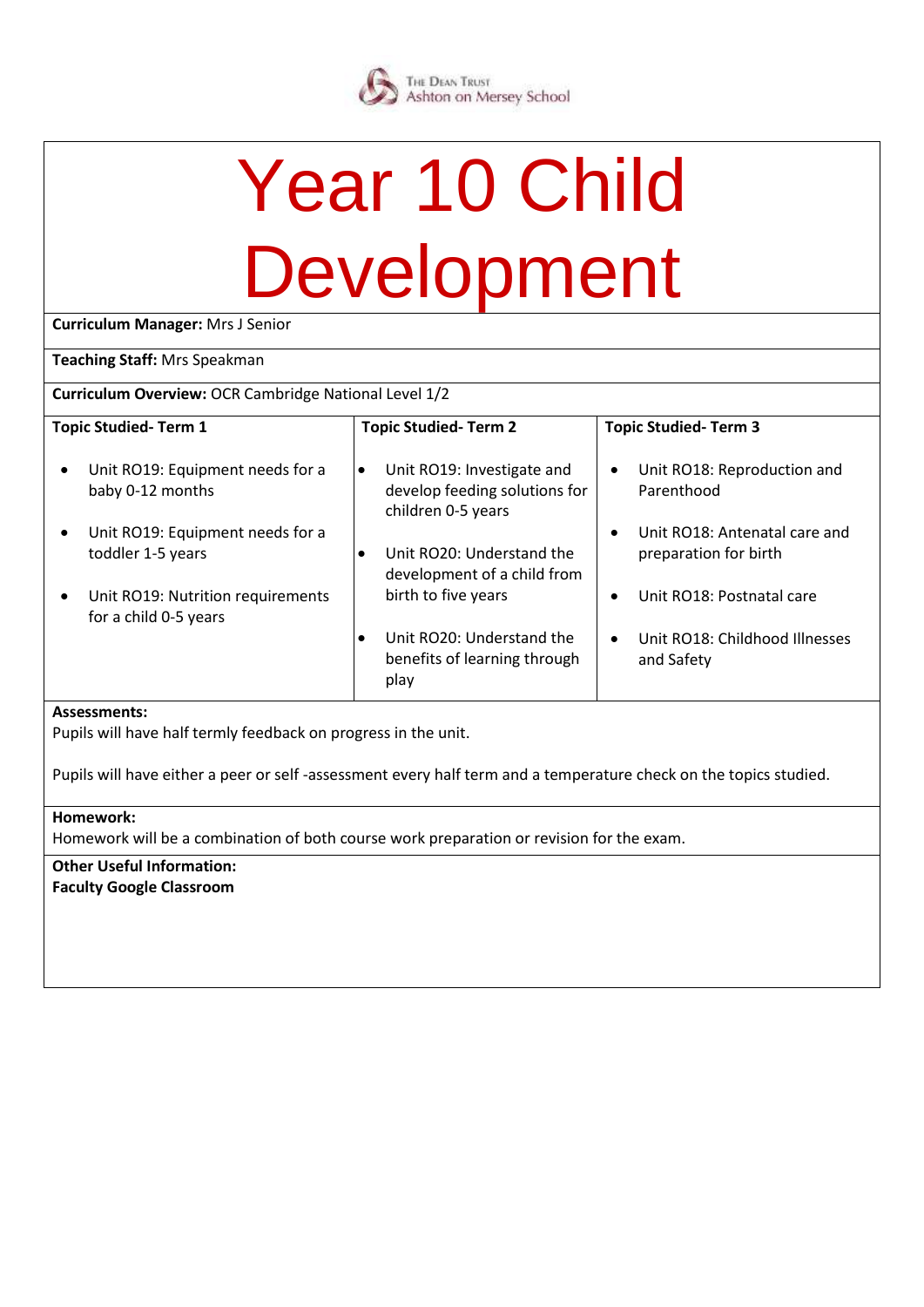The Dean Trust
Ashton on Mersey School

# Year 10 Child Development

**Curriculum Manager:** Mrs J Senior

**Teaching Staff:** Mrs Speakman

**Curriculum Overview:** OCR Cambridge National Level 1/2

| Topic Studied- Term 1 | Topic Studied- Term 2 | Topic Studied- Term 3 |
|---|---|---|
| • Unit RO19: Equipment needs for a baby 0-12 months<br>• Unit RO19: Equipment needs for a toddler 1-5 years<br>• Unit RO19: Nutrition requirements for a child 0-5 years | • Unit RO19: Investigate and develop feeding solutions for children 0-5 years<br>• Unit RO20: Understand the development of a child from birth to five years<br>• Unit RO20: Understand the benefits of learning through play | • Unit RO18: Reproduction and Parenthood<br>• Unit RO18: Antenatal care and preparation for birth<br>• Unit RO18: Postnatal care<br>• Unit RO18: Childhood Illnesses and Safety |

**Assessments:**
Pupils will have half termly feedback on progress in the unit.

Pupils will have either a peer or self -assessment every half term and a temperature check on the topics studied.

**Homework:**
Homework will be a combination of both course work preparation or revision for the exam.

**Other Useful Information:**
**Faculty Google Classroom**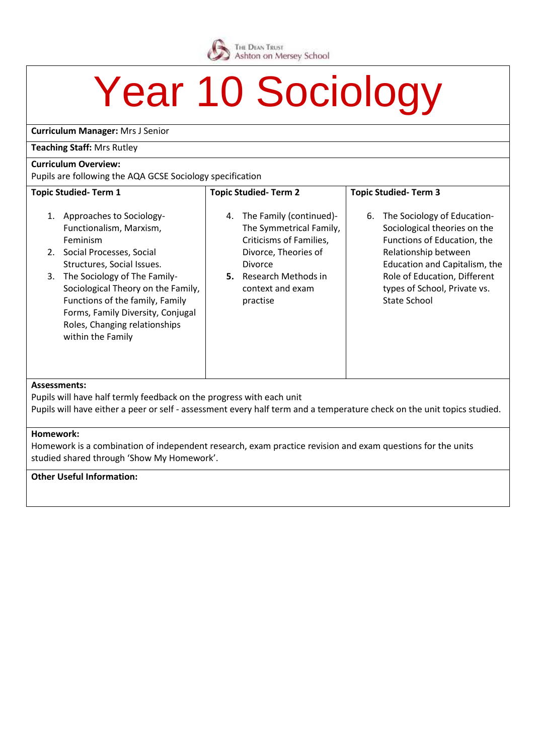The Dean Trust
Ashton on Mersey School

# Year 10 Sociology

**Curriculum Manager:** Mrs J Senior

**Teaching Staff:** Mrs Rutley

**Curriculum Overview:**
Pupils are following the AQA GCSE Sociology specification

| Topic Studied- Term 1 | Topic Studied- Term 2 | Topic Studied- Term 3 |
|---|---|---|
| 1. Approaches to Sociology- Functionalism, Marxism, Feminism<br>2. Social Processes, Social Structures, Social Issues.<br>3. The Sociology of The Family- Sociological Theory on the Family, Functions of the family, Family Forms, Family Diversity, Conjugal Roles, Changing relationships within the Family | 4. The Family (continued)- The Symmetrical Family, Criticisms of Families, Divorce, Theories of Divorce<br>**5.** Research Methods in context and exam practise | 6. The Sociology of Education- Sociological theories on the Functions of Education, the Relationship between Education and Capitalism, the Role of Education, Different types of School, Private vs. State School |

**Assessments:**
Pupils will have half termly feedback on the progress with each unit
Pupils will have either a peer or self - assessment every half term and a temperature check on the unit topics studied.

**Homework:**
Homework is a combination of independent research, exam practice revision and exam questions for the units studied shared through 'Show My Homework'.

**Other Useful Information:**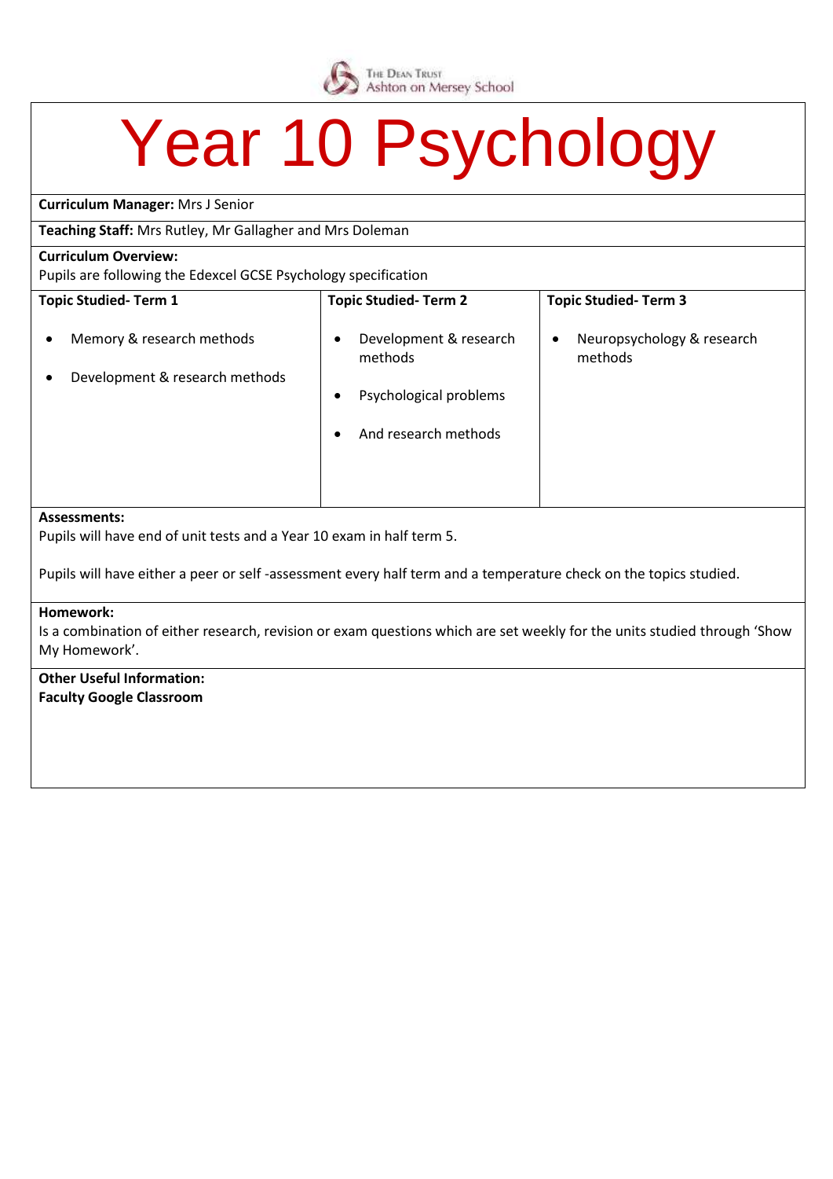The Dean Trust
Ashton on Mersey School

# Year 10 Psychology

**Curriculum Manager:** Mrs J Senior

**Teaching Staff:** Mrs Rutley, Mr Gallagher and Mrs Doleman

**Curriculum Overview:**
Pupils are following the Edexcel GCSE Psychology specification

| Topic Studied- Term 1 | Topic Studied- Term 2 | Topic Studied- Term 3 |
|---|---|---|
| • Memory & research methods<br>• Development & research methods | • Development & research methods<br>• Psychological problems<br>• And research methods | • Neuropsychology & research methods |

**Assessments:**
Pupils will have end of unit tests and a Year 10 exam in half term 5.

Pupils will have either a peer or self -assessment every half term and a temperature check on the topics studied.

**Homework:**
Is a combination of either research, revision or exam questions which are set weekly for the units studied through 'Show My Homework'.

**Other Useful Information:**
**Faculty Google Classroom**